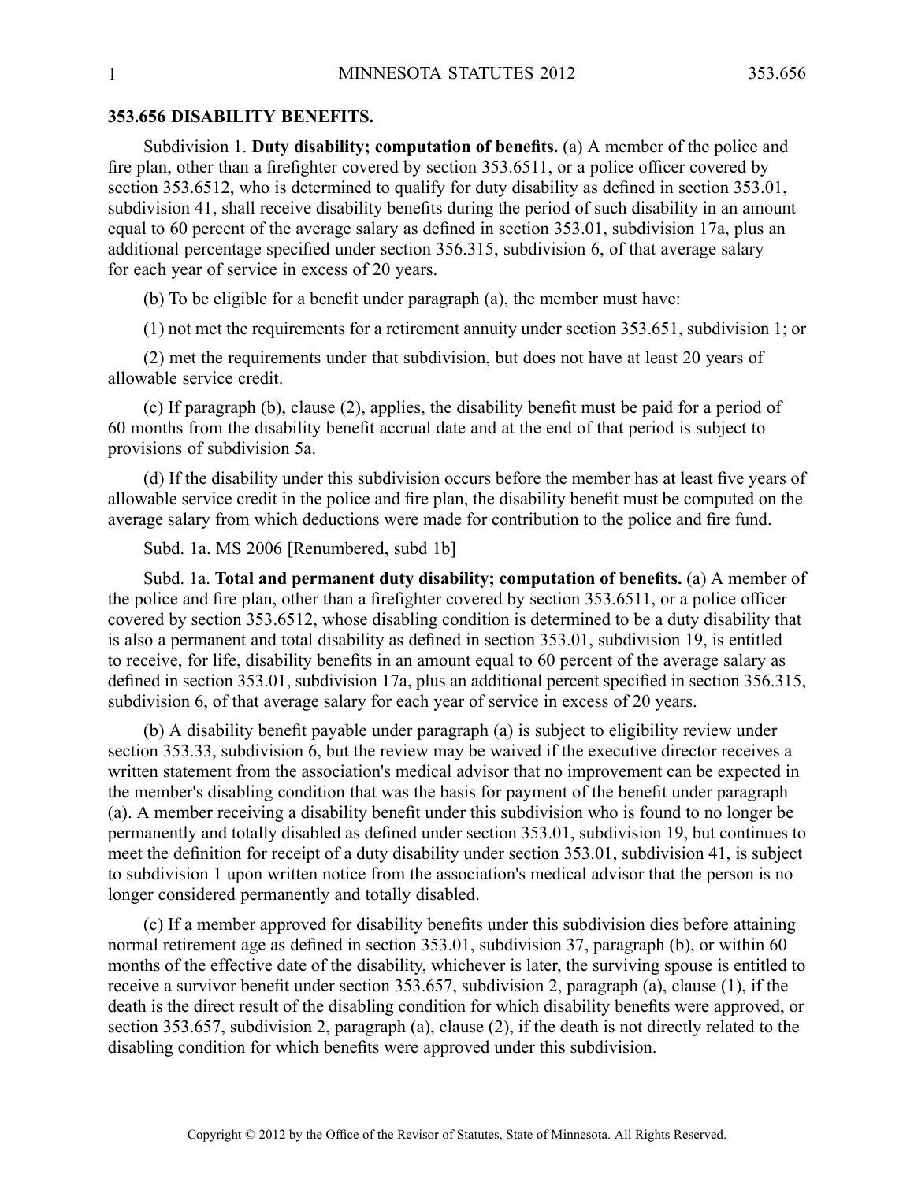## 353.656 DISABILITY BENEFITS.

Subdivision 1. **Duty disability; computation of benefits.** (a) A member of the police and fire plan, other than a firefighter covered by section 353.6511, or a police officer covered by section 353.6512, who is determined to qualify for duty disability as defined in section 353.01, subdivision 41, shall receive disability benefits during the period of such disability in an amount equal to 60 percent of the average salary as defined in section 353.01, subdivision 17a, plus an additional percentage specified under section 356.315, subdivision 6, of that average salary for each year of service in excess of 20 years.

(b) To be eligible for a benefit under paragraph (a), the member must have:

(1) not met the requirements for a retirement annuity under section 353.651, subdivision 1; or

(2) met the requirements under that subdivision, but does not have at least 20 years of allowable service credit.

(c) If paragraph (b), clause (2), applies, the disability benefit must be paid for a period of 60 months from the disability benefit accrual date and at the end of that period is subject to provisions of subdivision 5a.

(d) If the disability under this subdivision occurs before the member has at least five years of allowable service credit in the police and fire plan, the disability benefit must be computed on the average salary from which deductions were made for contribution to the police and fire fund.

Subd. 1a. MS 2006 [Renumbered, subd 1b]

Subd. 1a. **Total and permanent duty disability; computation of benefits.** (a) A member of the police and fire plan, other than a firefighter covered by section 353.6511, or a police officer covered by section 353.6512, whose disabling condition is determined to be a duty disability that is also a permanent and total disability as defined in section 353.01, subdivision 19, is entitled to receive, for life, disability benefits in an amount equal to 60 percent of the average salary as defined in section 353.01, subdivision 17a, plus an additional percent specified in section 356.315, subdivision 6, of that average salary for each year of service in excess of 20 years.

(b) A disability benefit payable under paragraph (a) is subject to eligibility review under section 353.33, subdivision 6, but the review may be waived if the executive director receives a written statement from the association's medical advisor that no improvement can be expected in the member's disabling condition that was the basis for payment of the benefit under paragraph (a). A member receiving a disability benefit under this subdivision who is found to no longer be permanently and totally disabled as defined under section 353.01, subdivision 19, but continues to meet the definition for receipt of a duty disability under section 353.01, subdivision 41, is subject to subdivision 1 upon written notice from the association's medical advisor that the person is no longer considered permanently and totally disabled.

(c) If a member approved for disability benefits under this subdivision dies before attaining normal retirement age as defined in section 353.01, subdivision 37, paragraph (b), or within 60 months of the effective date of the disability, whichever is later, the surviving spouse is entitled to receive a survivor benefit under section 353.657, subdivision 2, paragraph (a), clause (1), if the death is the direct result of the disabling condition for which disability benefits were approved, or section 353.657, subdivision 2, paragraph (a), clause (2), if the death is not directly related to the disabling condition for which benefits were approved under this subdivision.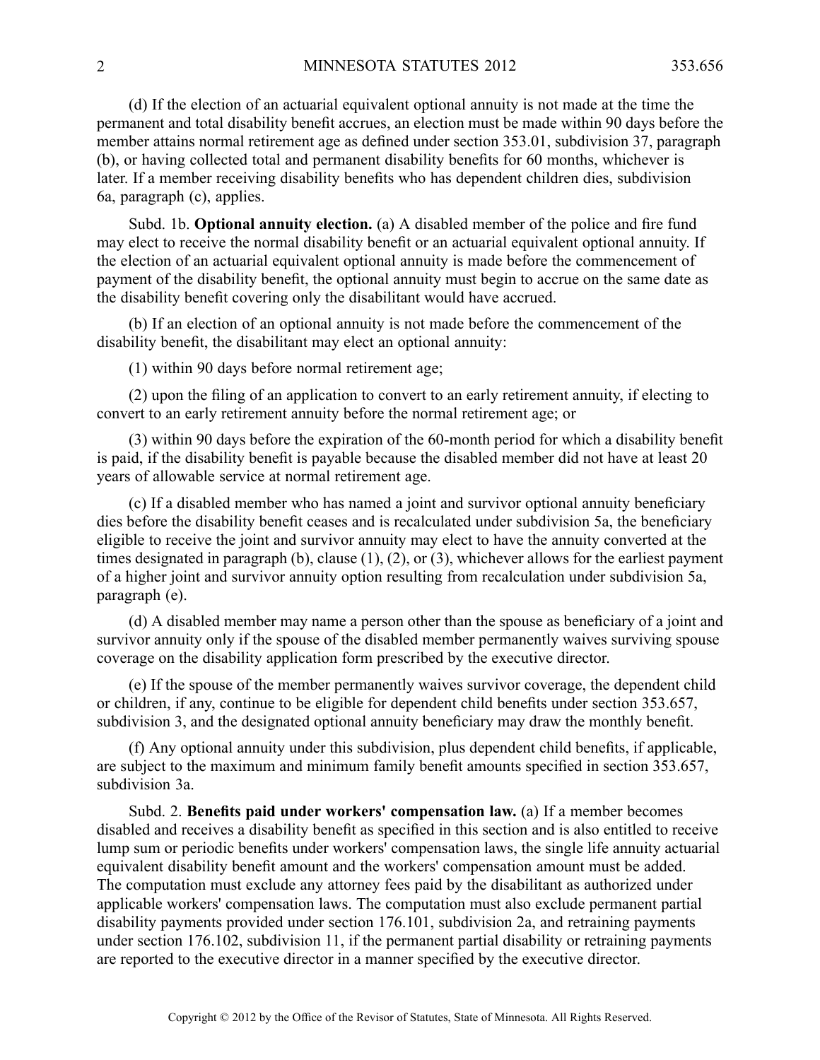(d) If the election of an actuarial equivalent optional annuity is not made at the time the permanent and total disability benefit accrues, an election must be made within 90 days before the member attains normal retirement age as defined under section 353.01, subdivision 37, paragraph (b), or having collected total and permanent disability benefits for 60 months, whichever is later. If a member receiving disability benefits who has dependent children dies, subdivision 6a, paragraph (c), applies.

Subd. 1b. **Optional annuity election.** (a) A disabled member of the police and fire fund may elect to receive the normal disability benefit or an actuarial equivalent optional annuity. If the election of an actuarial equivalent optional annuity is made before the commencement of payment of the disability benefit, the optional annuity must begin to accrue on the same date as the disability benefit covering only the disabilitant would have accrued.

(b) If an election of an optional annuity is not made before the commencement of the disability benefit, the disabilitant may elect an optional annuity:

(1) within 90 days before normal retirement age;

(2) upon the filing of an application to convert to an early retirement annuity, if electing to convert to an early retirement annuity before the normal retirement age; or

(3) within 90 days before the expiration of the 60-month period for which a disability benefit is paid, if the disability benefit is payable because the disabled member did not have at least 20 years of allowable service at normal retirement age.

(c) If a disabled member who has named a joint and survivor optional annuity beneficiary dies before the disability benefit ceases and is recalculated under subdivision 5a, the beneficiary eligible to receive the joint and survivor annuity may elect to have the annuity converted at the times designated in paragraph (b), clause (1), (2), or (3), whichever allows for the earliest payment of a higher joint and survivor annuity option resulting from recalculation under subdivision 5a, paragraph (e).

(d) A disabled member may name a person other than the spouse as beneficiary of a joint and survivor annuity only if the spouse of the disabled member permanently waives surviving spouse coverage on the disability application form prescribed by the executive director.

(e) If the spouse of the member permanently waives survivor coverage, the dependent child or children, if any, continue to be eligible for dependent child benefits under section 353.657, subdivision 3, and the designated optional annuity beneficiary may draw the monthly benefit.

(f) Any optional annuity under this subdivision, plus dependent child benefits, if applicable, are subject to the maximum and minimum family benefit amounts specified in section 353.657, subdivision 3a.

Subd. 2. **Benefits paid under workers' compensation law.** (a) If a member becomes disabled and receives a disability benefit as specified in this section and is also entitled to receive lump sum or periodic benefits under workers' compensation laws, the single life annuity actuarial equivalent disability benefit amount and the workers' compensation amount must be added. The computation must exclude any attorney fees paid by the disabilitant as authorized under applicable workers' compensation laws. The computation must also exclude permanent partial disability payments provided under section 176.101, subdivision 2a, and retraining payments under section 176.102, subdivision 11, if the permanent partial disability or retraining payments are reported to the executive director in a manner specified by the executive director.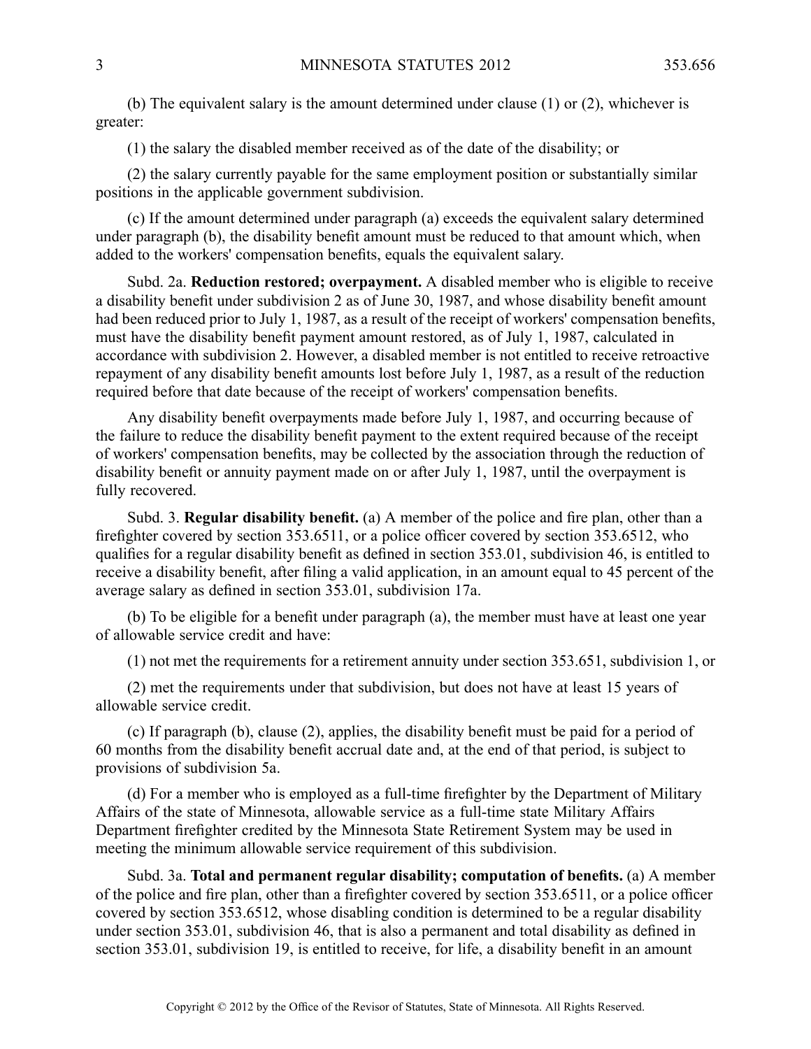(b) The equivalent salary is the amount determined under clause (1) or (2), whichever is greater:

(1) the salary the disabled member received as of the date of the disability; or

(2) the salary currently payable for the same employment position or substantially similar positions in the applicable government subdivision.

(c) If the amount determined under paragraph (a) exceeds the equivalent salary determined under paragraph (b), the disability benefit amount must be reduced to that amount which, when added to the workers' compensation benefits, equals the equivalent salary.

Subd. 2a. **Reduction restored; overpayment.** A disabled member who is eligible to receive a disability benefit under subdivision 2 as of June 30, 1987, and whose disability benefit amount had been reduced prior to July 1, 1987, as a result of the receipt of workers' compensation benefits, must have the disability benefit payment amount restored, as of July 1, 1987, calculated in accordance with subdivision 2. However, a disabled member is not entitled to receive retroactive repayment of any disability benefit amounts lost before July 1, 1987, as a result of the reduction required before that date because of the receipt of workers' compensation benefits.

Any disability benefit overpayments made before July 1, 1987, and occurring because of the failure to reduce the disability benefit payment to the extent required because of the receipt of workers' compensation benefits, may be collected by the association through the reduction of disability benefit or annuity payment made on or after July 1, 1987, until the overpayment is fully recovered.

Subd. 3. **Regular disability benefit.** (a) A member of the police and fire plan, other than a firefighter covered by section 353.6511, or a police officer covered by section 353.6512, who qualifies for a regular disability benefit as defined in section 353.01, subdivision 46, is entitled to receive a disability benefit, after filing a valid application, in an amount equal to 45 percent of the average salary as defined in section 353.01, subdivision 17a.

(b) To be eligible for a benefit under paragraph (a), the member must have at least one year of allowable service credit and have:

(1) not met the requirements for a retirement annuity under section 353.651, subdivision 1, or

(2) met the requirements under that subdivision, but does not have at least 15 years of allowable service credit.

(c) If paragraph (b), clause (2), applies, the disability benefit must be paid for a period of 60 months from the disability benefit accrual date and, at the end of that period, is subject to provisions of subdivision 5a.

(d) For a member who is employed as a full-time firefighter by the Department of Military Affairs of the state of Minnesota, allowable service as a full-time state Military Affairs Department firefighter credited by the Minnesota State Retirement System may be used in meeting the minimum allowable service requirement of this subdivision.

Subd. 3a. **Total and permanent regular disability; computation of benefits.** (a) A member of the police and fire plan, other than a firefighter covered by section 353.6511, or a police officer covered by section 353.6512, whose disabling condition is determined to be a regular disability under section 353.01, subdivision 46, that is also a permanent and total disability as defined in section 353.01, subdivision 19, is entitled to receive, for life, a disability benefit in an amount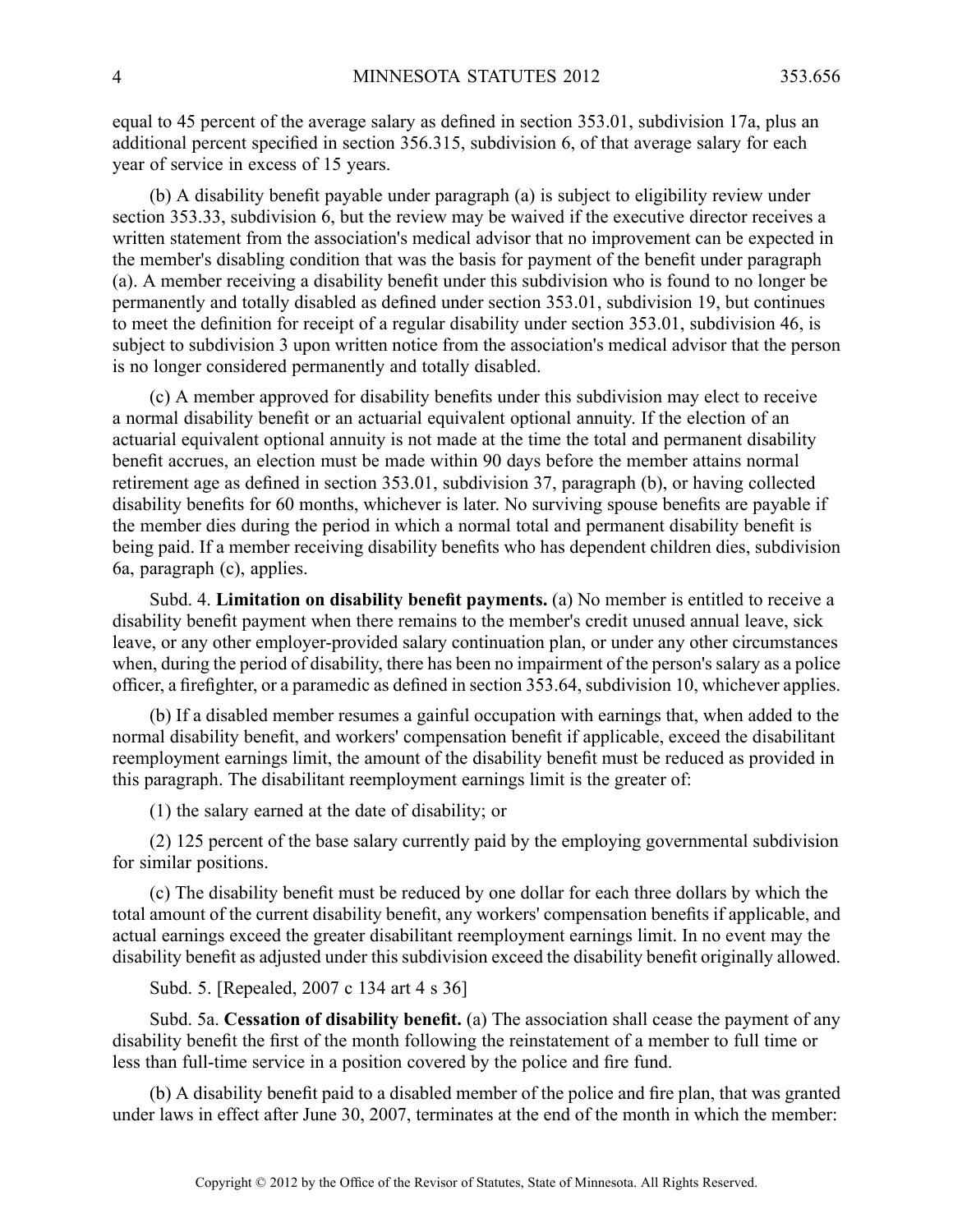equal to 45 percent of the average salary as defined in section 353.01, subdivision 17a, plus an additional percent specified in section 356.315, subdivision 6, of that average salary for each year of service in excess of 15 years.

(b) A disability benefit payable under paragraph (a) is subject to eligibility review under section 353.33, subdivision 6, but the review may be waived if the executive director receives a written statement from the association's medical advisor that no improvement can be expected in the member's disabling condition that was the basis for payment of the benefit under paragraph (a). A member receiving a disability benefit under this subdivision who is found to no longer be permanently and totally disabled as defined under section 353.01, subdivision 19, but continues to meet the definition for receipt of a regular disability under section 353.01, subdivision 46, is subject to subdivision 3 upon written notice from the association's medical advisor that the person is no longer considered permanently and totally disabled.

(c) A member approved for disability benefits under this subdivision may elect to receive a normal disability benefit or an actuarial equivalent optional annuity. If the election of an actuarial equivalent optional annuity is not made at the time the total and permanent disability benefit accrues, an election must be made within 90 days before the member attains normal retirement age as defined in section 353.01, subdivision 37, paragraph (b), or having collected disability benefits for 60 months, whichever is later. No surviving spouse benefits are payable if the member dies during the period in which a normal total and permanent disability benefit is being paid. If a member receiving disability benefits who has dependent children dies, subdivision 6a, paragraph (c), applies.

Subd. 4. **Limitation on disability benefit payments.** (a) No member is entitled to receive a disability benefit payment when there remains to the member's credit unused annual leave, sick leave, or any other employer-provided salary continuation plan, or under any other circumstances when, during the period of disability, there has been no impairment of the person's salary as a police officer, a firefighter, or a paramedic as defined in section 353.64, subdivision 10, whichever applies.

(b) If a disabled member resumes a gainful occupation with earnings that, when added to the normal disability benefit, and workers' compensation benefit if applicable, exceed the disabilitant reemployment earnings limit, the amount of the disability benefit must be reduced as provided in this paragraph. The disabilitant reemployment earnings limit is the greater of:

(1) the salary earned at the date of disability; or

(2) 125 percent of the base salary currently paid by the employing governmental subdivision for similar positions.

(c) The disability benefit must be reduced by one dollar for each three dollars by which the total amount of the current disability benefit, any workers' compensation benefits if applicable, and actual earnings exceed the greater disabilitant reemployment earnings limit. In no event may the disability benefit as adjusted under this subdivision exceed the disability benefit originally allowed.

Subd. 5. [Repealed, 2007 c 134 art 4 s 36]

Subd. 5a. **Cessation of disability benefit.** (a) The association shall cease the payment of any disability benefit the first of the month following the reinstatement of a member to full time or less than full-time service in a position covered by the police and fire fund.

(b) A disability benefit paid to a disabled member of the police and fire plan, that was granted under laws in effect after June 30, 2007, terminates at the end of the month in which the member: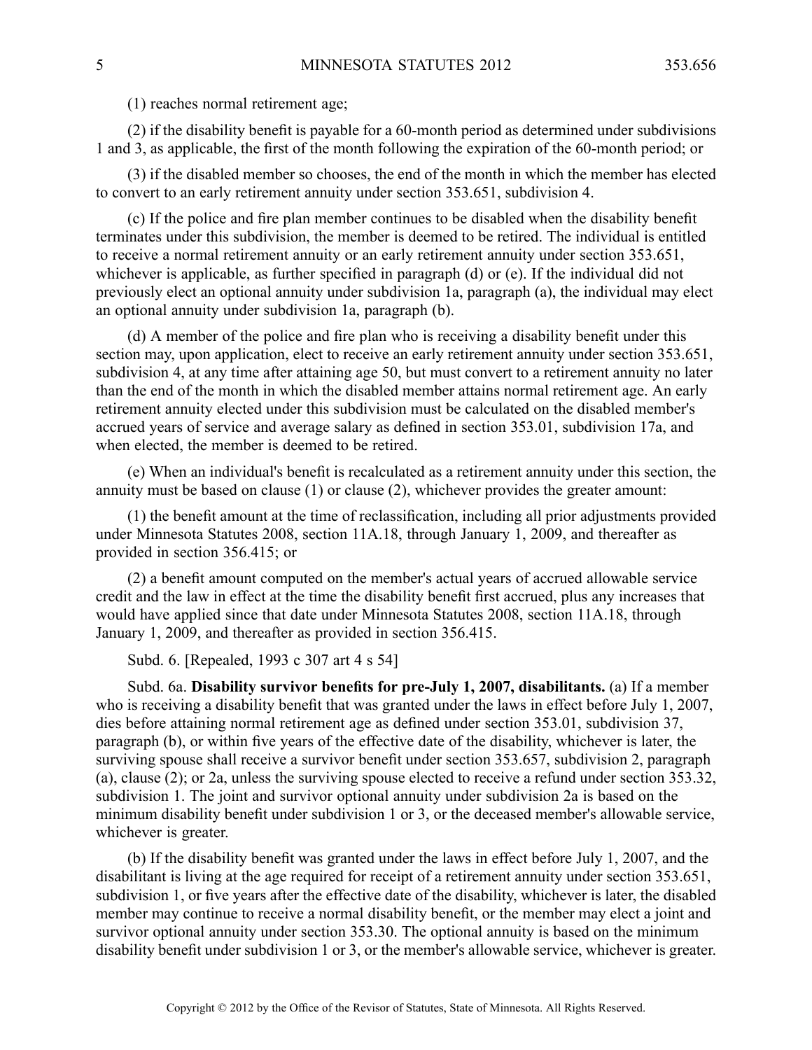(1) reaches normal retirement age;

(2) if the disability benefit is payable for a 60-month period as determined under subdivisions 1 and 3, as applicable, the first of the month following the expiration of the 60-month period; or

(3) if the disabled member so chooses, the end of the month in which the member has elected to convert to an early retirement annuity under section 353.651, subdivision 4.

(c) If the police and fire plan member continues to be disabled when the disability benefit terminates under this subdivision, the member is deemed to be retired. The individual is entitled to receive a normal retirement annuity or an early retirement annuity under section 353.651, whichever is applicable, as further specified in paragraph (d) or (e). If the individual did not previously elect an optional annuity under subdivision 1a, paragraph (a), the individual may elect an optional annuity under subdivision 1a, paragraph (b).

(d) A member of the police and fire plan who is receiving a disability benefit under this section may, upon application, elect to receive an early retirement annuity under section 353.651, subdivision 4, at any time after attaining age 50, but must convert to a retirement annuity no later than the end of the month in which the disabled member attains normal retirement age. An early retirement annuity elected under this subdivision must be calculated on the disabled member's accrued years of service and average salary as defined in section 353.01, subdivision 17a, and when elected, the member is deemed to be retired.

(e) When an individual's benefit is recalculated as a retirement annuity under this section, the annuity must be based on clause (1) or clause (2), whichever provides the greater amount:

(1) the benefit amount at the time of reclassification, including all prior adjustments provided under Minnesota Statutes 2008, section 11A.18, through January 1, 2009, and thereafter as provided in section 356.415; or

(2) a benefit amount computed on the member's actual years of accrued allowable service credit and the law in effect at the time the disability benefit first accrued, plus any increases that would have applied since that date under Minnesota Statutes 2008, section 11A.18, through January 1, 2009, and thereafter as provided in section 356.415.

Subd. 6. [Repealed, 1993 c 307 art 4 s 54]

Subd. 6a. **Disability survivor benefits for pre-July 1, 2007, disabilitants.** (a) If a member who is receiving a disability benefit that was granted under the laws in effect before July 1, 2007, dies before attaining normal retirement age as defined under section 353.01, subdivision 37, paragraph (b), or within five years of the effective date of the disability, whichever is later, the surviving spouse shall receive a survivor benefit under section 353.657, subdivision 2, paragraph (a), clause (2); or 2a, unless the surviving spouse elected to receive a refund under section 353.32, subdivision 1. The joint and survivor optional annuity under subdivision 2a is based on the minimum disability benefit under subdivision 1 or 3, or the deceased member's allowable service, whichever is greater.

(b) If the disability benefit was granted under the laws in effect before July 1, 2007, and the disabilitant is living at the age required for receipt of a retirement annuity under section 353.651, subdivision 1, or five years after the effective date of the disability, whichever is later, the disabled member may continue to receive a normal disability benefit, or the member may elect a joint and survivor optional annuity under section 353.30. The optional annuity is based on the minimum disability benefit under subdivision 1 or 3, or the member's allowable service, whichever is greater.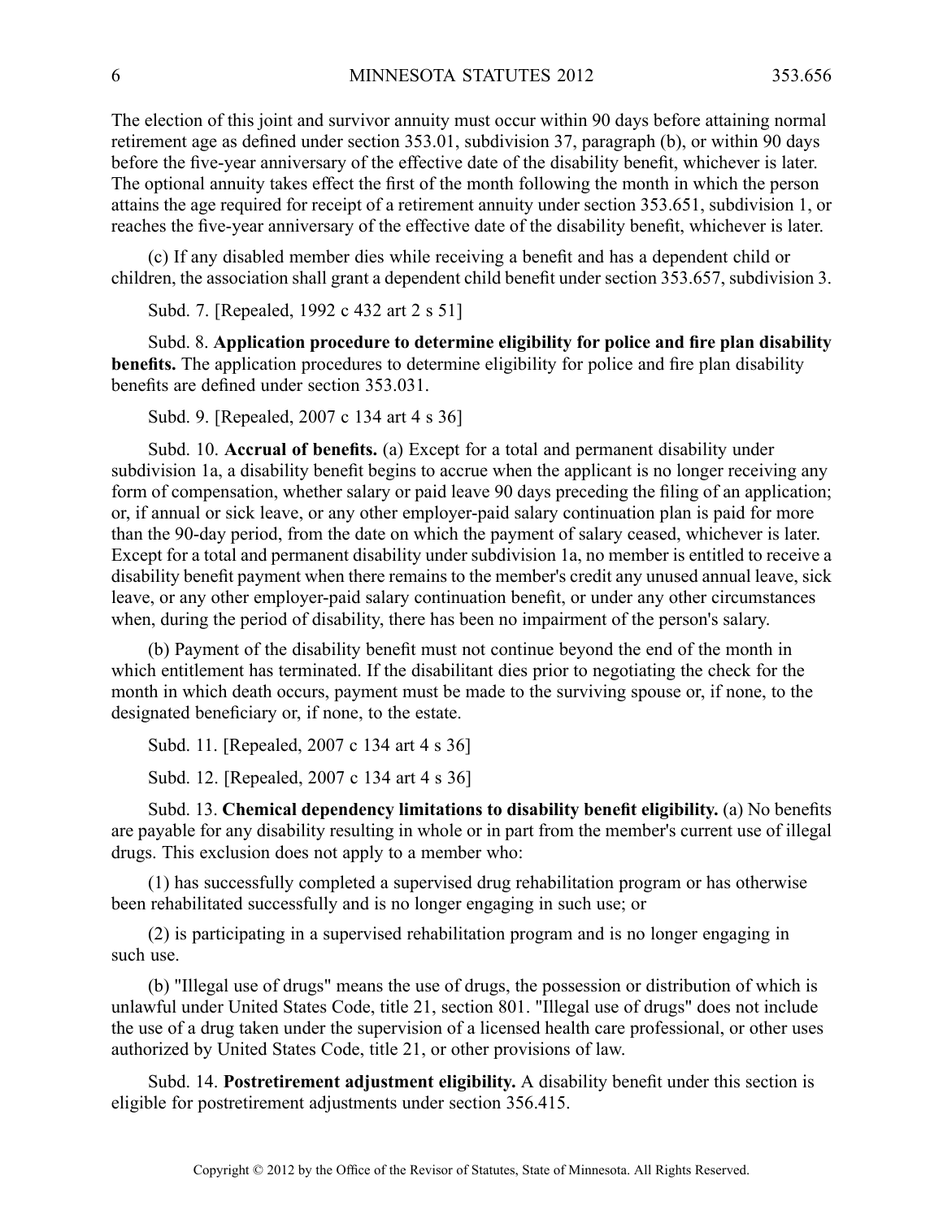The election of this joint and survivor annuity must occur within 90 days before attaining normal retirement age as defined under section 353.01, subdivision 37, paragraph (b), or within 90 days before the five-year anniversary of the effective date of the disability benefit, whichever is later. The optional annuity takes effect the first of the month following the month in which the person attains the age required for receipt of a retirement annuity under section 353.651, subdivision 1, or reaches the five-year anniversary of the effective date of the disability benefit, whichever is later.

(c) If any disabled member dies while receiving a benefit and has a dependent child or children, the association shall grant a dependent child benefit under section 353.657, subdivision 3.

Subd. 7. [Repealed, 1992 c 432 art 2 s 51]

Subd. 8. **Application procedure to determine eligibility for police and fire plan disability benefits.** The application procedures to determine eligibility for police and fire plan disability benefits are defined under section 353.031.

Subd. 9. [Repealed, 2007 c 134 art 4 s 36]

Subd. 10. **Accrual of benefits.** (a) Except for a total and permanent disability under subdivision 1a, a disability benefit begins to accrue when the applicant is no longer receiving any form of compensation, whether salary or paid leave 90 days preceding the filing of an application; or, if annual or sick leave, or any other employer-paid salary continuation plan is paid for more than the 90-day period, from the date on which the payment of salary ceased, whichever is later. Except for a total and permanent disability under subdivision 1a, no member is entitled to receive a disability benefit payment when there remains to the member's credit any unused annual leave, sick leave, or any other employer-paid salary continuation benefit, or under any other circumstances when, during the period of disability, there has been no impairment of the person's salary.

(b) Payment of the disability benefit must not continue beyond the end of the month in which entitlement has terminated. If the disabilitant dies prior to negotiating the check for the month in which death occurs, payment must be made to the surviving spouse or, if none, to the designated beneficiary or, if none, to the estate.

Subd. 11. [Repealed, 2007 c 134 art 4 s 36]

Subd. 12. [Repealed, 2007 c 134 art 4 s 36]

Subd. 13. **Chemical dependency limitations to disability benefit eligibility.** (a) No benefits are payable for any disability resulting in whole or in part from the member's current use of illegal drugs. This exclusion does not apply to a member who:

(1) has successfully completed a supervised drug rehabilitation program or has otherwise been rehabilitated successfully and is no longer engaging in such use; or

(2) is participating in a supervised rehabilitation program and is no longer engaging in such use.

(b) "Illegal use of drugs" means the use of drugs, the possession or distribution of which is unlawful under United States Code, title 21, section 801. "Illegal use of drugs" does not include the use of a drug taken under the supervision of a licensed health care professional, or other uses authorized by United States Code, title 21, or other provisions of law.

Subd. 14. **Postretirement adjustment eligibility.** A disability benefit under this section is eligible for postretirement adjustments under section 356.415.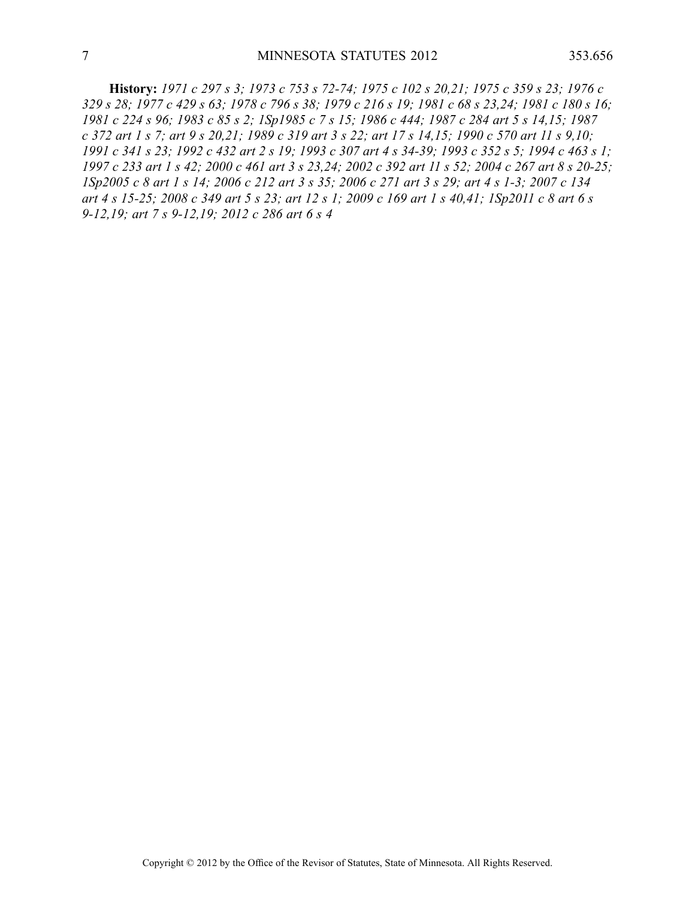**History:** *1971 c 297 s 3; 1973 c 753 s 72-74; 1975 c 102 s 20,21; 1975 c 359 s 23; 1976 c 329 s 28; 1977 c 429 s 63; 1978 c 796 s 38; 1979 c 216 s 19; 1981 c 68 s 23,24; 1981 c 180 s 16; 1981 c 224 s 96; 1983 c 85 s 2; 1Sp1985 c 7 s 15; 1986 c 444; 1987 c 284 art 5 s 14,15; 1987 c 372 art 1 s 7; art 9 s 20,21; 1989 c 319 art 3 s 22; art 17 s 14,15; 1990 c 570 art 11 s 9,10; 1991 c 341 s 23; 1992 c 432 art 2 s 19; 1993 c 307 art 4 s 34-39; 1993 c 352 s 5; 1994 c 463 s 1; 1997 c 233 art 1 s 42; 2000 c 461 art 3 s 23,24; 2002 c 392 art 11 s 52; 2004 c 267 art 8 s 20-25; 1Sp2005 c 8 art 1 s 14; 2006 c 212 art 3 s 35; 2006 c 271 art 3 s 29; art 4 s 1-3; 2007 c 134 art 4 s 15-25; 2008 c 349 art 5 s 23; art 12 s 1; 2009 c 169 art 1 s 40,41; 1Sp2011 c 8 art 6 s 9-12,19; art 7 s 9-12,19; 2012 c 286 art 6 s 4*